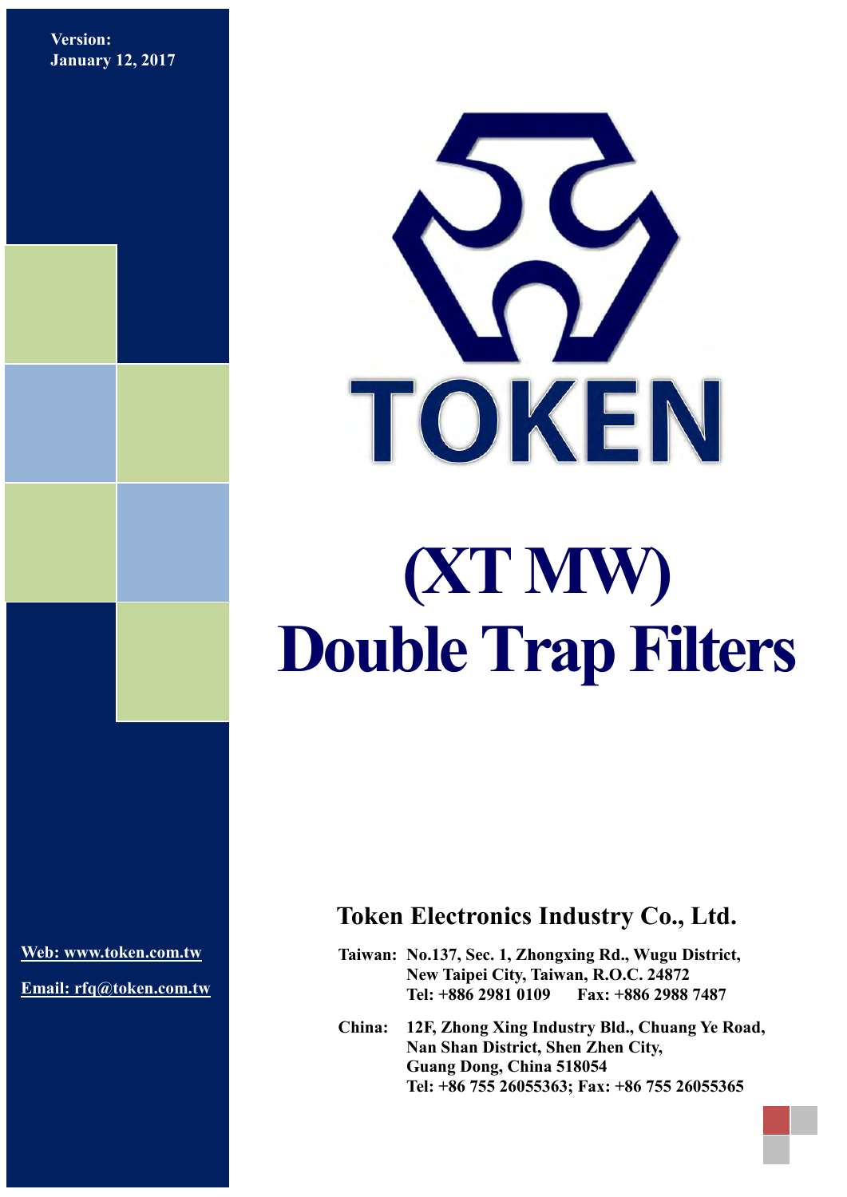Version:
January 12, 2017

TOKEN

# (XT MW) Double Trap Filters

## Token Electronics Industry Co., Ltd.

Web: www.token.com.tw

Email: rfq@token.com.tw

**Taiwan:** No.137, Sec. 1, Zhongxing Rd., Wugu District,
New Taipei City, Taiwan, R.O.C. 24872
Tel: +886 2981 0109 Fax: +886 2988 7487

**China:** 12F, Zhong Xing Industry Bld., Chuang Ye Road,
Nan Shan District, Shen Zhen City,
Guang Dong, China 518054
Tel: +86 755 26055363; Fax: +86 755 26055365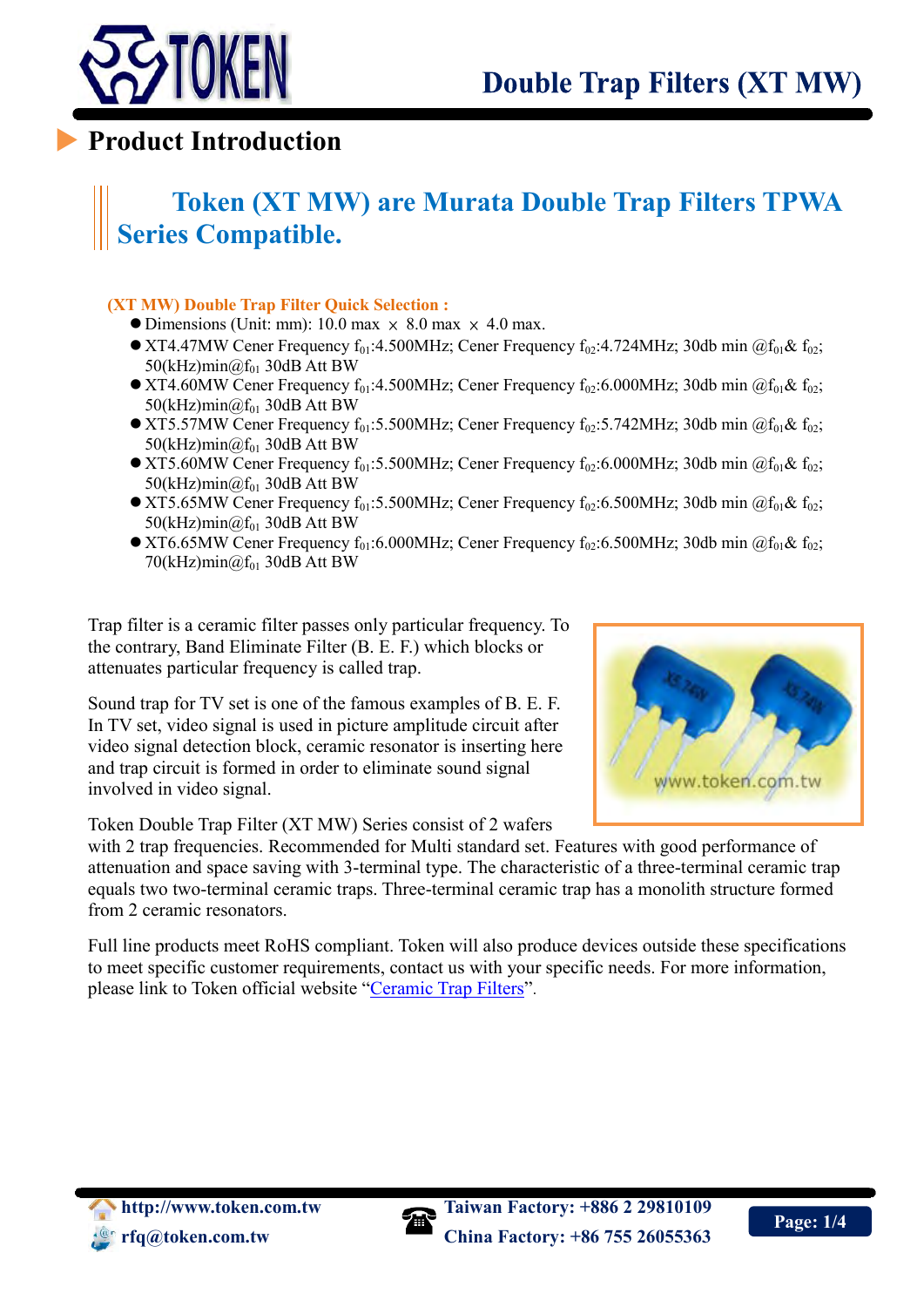# Double Trap Filters (XT MW)

## Product Introduction

### Token (XT MW) are Murata Double Trap Filters TPWA Series Compatible.

**(XT MW) Double Trap Filter Quick Selection :**

- Dimensions (Unit: mm): 10.0 max × 8.0 max × 4.0 max.
- XT4.47MW Cener Frequency $f_{01}$:4.500MHz; Cener Frequency $f_{02}$:4.724MHz; 30db min @$f_{01}$& $f_{02}$; 50(kHz)min@$f_{01}$ 30dB Att BW
- XT4.60MW Cener Frequency $f_{01}$:4.500MHz; Cener Frequency $f_{02}$:6.000MHz; 30db min @$f_{01}$& $f_{02}$; 50(kHz)min@$f_{01}$ 30dB Att BW
- XT5.57MW Cener Frequency $f_{01}$:5.500MHz; Cener Frequency $f_{02}$:5.742MHz; 30db min @$f_{01}$& $f_{02}$; 50(kHz)min@$f_{01}$ 30dB Att BW
- XT5.60MW Cener Frequency $f_{01}$:5.500MHz; Cener Frequency $f_{02}$:6.000MHz; 30db min @$f_{01}$& $f_{02}$; 50(kHz)min@$f_{01}$ 30dB Att BW
- XT5.65MW Cener Frequency $f_{01}$:5.500MHz; Cener Frequency $f_{02}$:6.500MHz; 30db min @$f_{01}$& $f_{02}$; 50(kHz)min@$f_{01}$ 30dB Att BW
- XT6.65MW Cener Frequency $f_{01}$:6.000MHz; Cener Frequency $f_{02}$:6.500MHz; 30db min @$f_{01}$& $f_{02}$; 70(kHz)min@$f_{01}$ 30dB Att BW

Trap filter is a ceramic filter passes only particular frequency. To the contrary, Band Eliminate Filter (B. E. F.) which blocks or attenuates particular frequency is called trap.

Sound trap for TV set is one of the famous examples of B. E. F. In TV set, video signal is used in picture amplitude circuit after video signal detection block, ceramic resonator is inserting here and trap circuit is formed in order to eliminate sound signal involved in video signal.

Token Double Trap Filter (XT MW) Series consist of 2 wafers with 2 trap frequencies. Recommended for Multi standard set. Features with good performance of attenuation and space saving with 3-terminal type. The characteristic of a three-terminal ceramic trap equals two two-terminal ceramic traps. Three-terminal ceramic trap has a monolith structure formed from 2 ceramic resonators.

Full line products meet RoHS compliant. Token will also produce devices outside these specifications to meet specific customer requirements, contact us with your specific needs. For more information, please link to Token official website "Ceramic Trap Filters".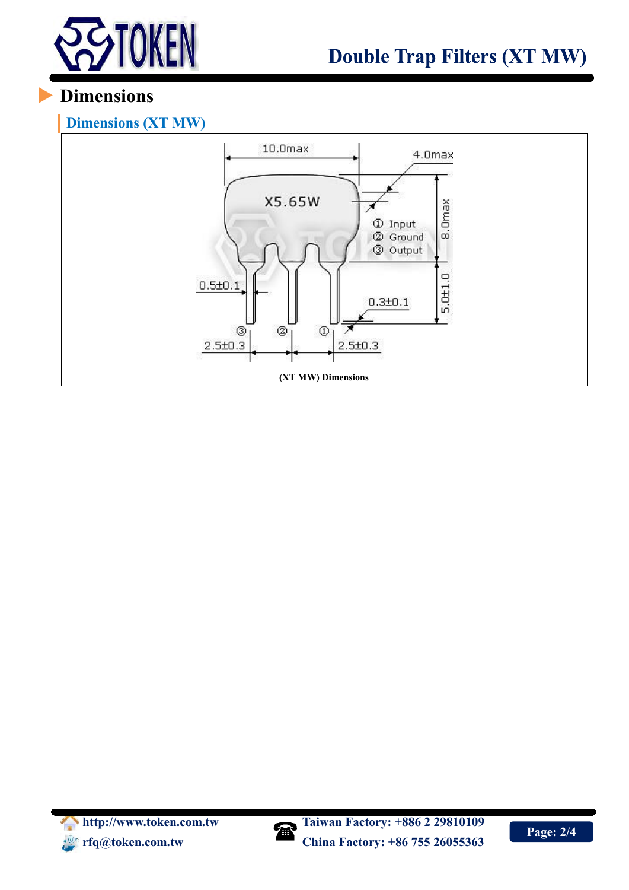# Dimensions

## Dimensions (XT MW)

10.0max

4.0max

X5.65W

① Input
② Ground
③ Output

8.0max

0.5±0.1

0.3±0.1

5.0±1.0

③ ② ①

2.5±0.3 2.5±0.3

(XT MW) Dimensions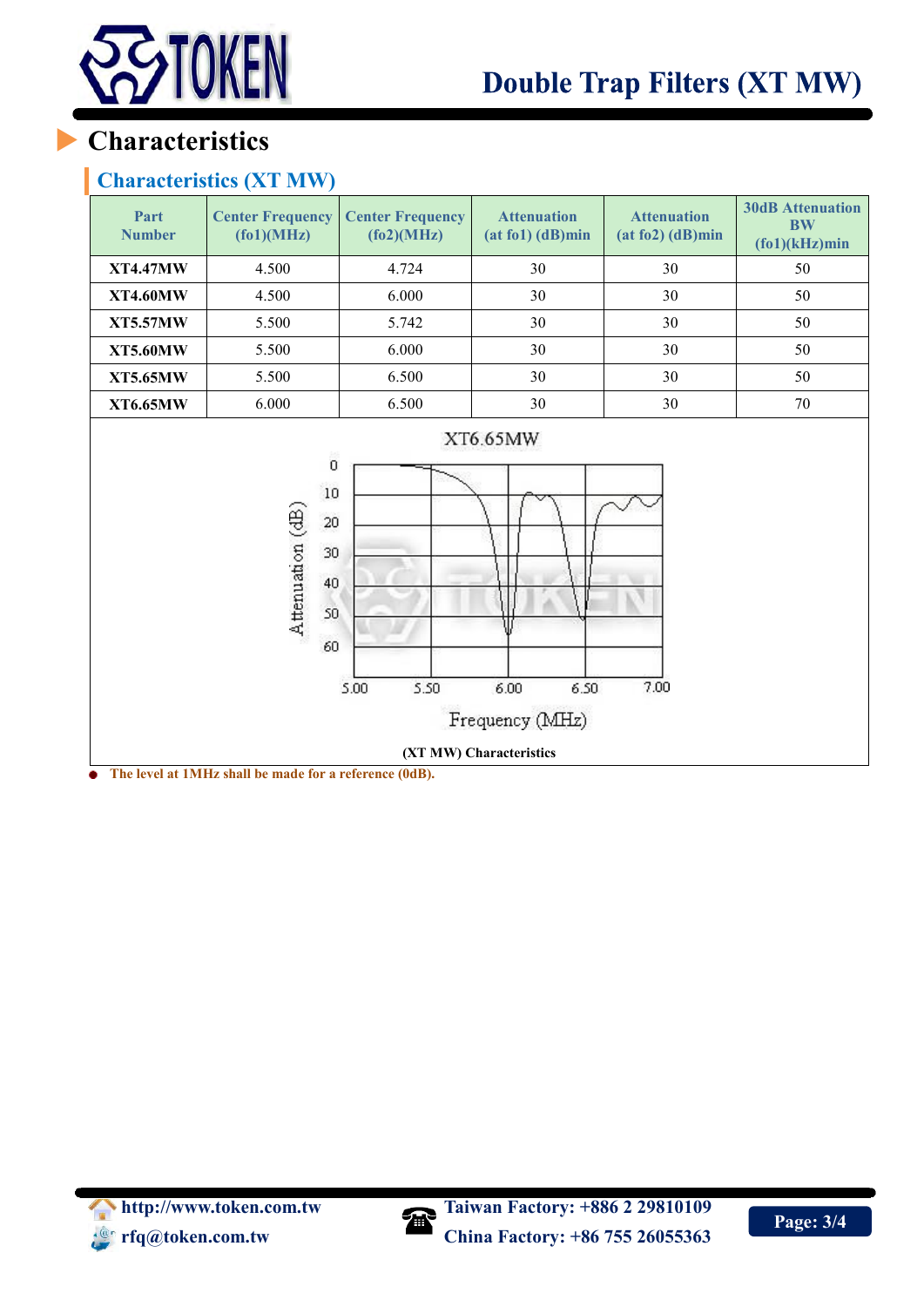## Characteristics

### Characteristics (XT MW)

| Part Number | Center Frequency (fo1)(MHz) | Center Frequency (fo2)(MHz) | Attenuation (at fo1) (dB)min | Attenuation (at fo2) (dB)min | 30dB Attenuation BW (fo1)(kHz)min |
|---|---|---|---|---|---|
| XT4.47MW | 4.500 | 4.724 | 30 | 30 | 50 |
| XT4.60MW | 4.500 | 6.000 | 30 | 30 | 50 |
| XT5.57MW | 5.500 | 5.742 | 30 | 30 | 50 |
| XT5.60MW | 5.500 | 6.000 | 30 | 30 | 50 |
| XT5.65MW | 5.500 | 6.500 | 30 | 30 | 50 |
| XT6.65MW | 6.000 | 6.500 | 30 | 30 | 70 |

(XT MW) Characteristics

- The level at 1MHz shall be made for a reference (0dB).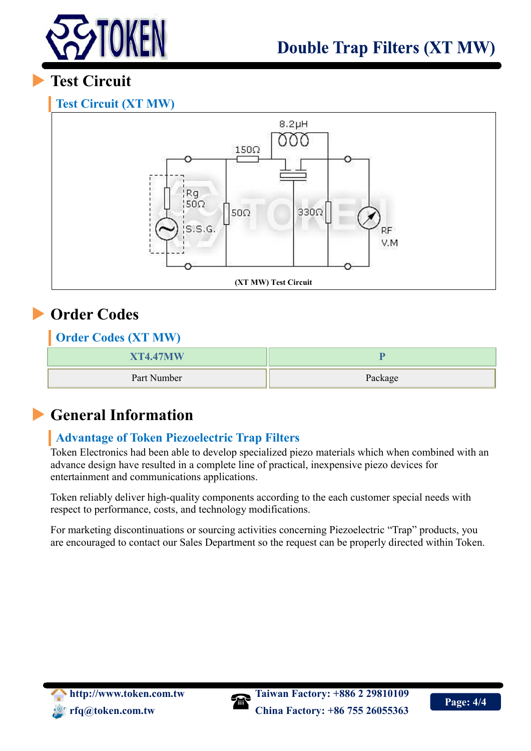## Test Circuit

### Test Circuit (XT MW)

8.2μH
150Ω
Rg
50Ω
S.S.G.
50Ω
330Ω
RF
V.M

(XT MW) Test Circuit

## Order Codes

### Order Codes (XT MW)

| XT4.47MW | P |
|---|---|
| Part Number | Package |

## General Information

### Advantage of Token Piezoelectric Trap Filters

Token Electronics had been able to develop specialized piezo materials which when combined with an advance design have resulted in a complete line of practical, inexpensive piezo devices for entertainment and communications applications.

Token reliably deliver high-quality components according to the each customer special needs with respect to performance, costs, and technology modifications.

For marketing discontinuations or sourcing activities concerning Piezoelectric "Trap" products, you are encouraged to contact our Sales Department so the request can be properly directed within Token.